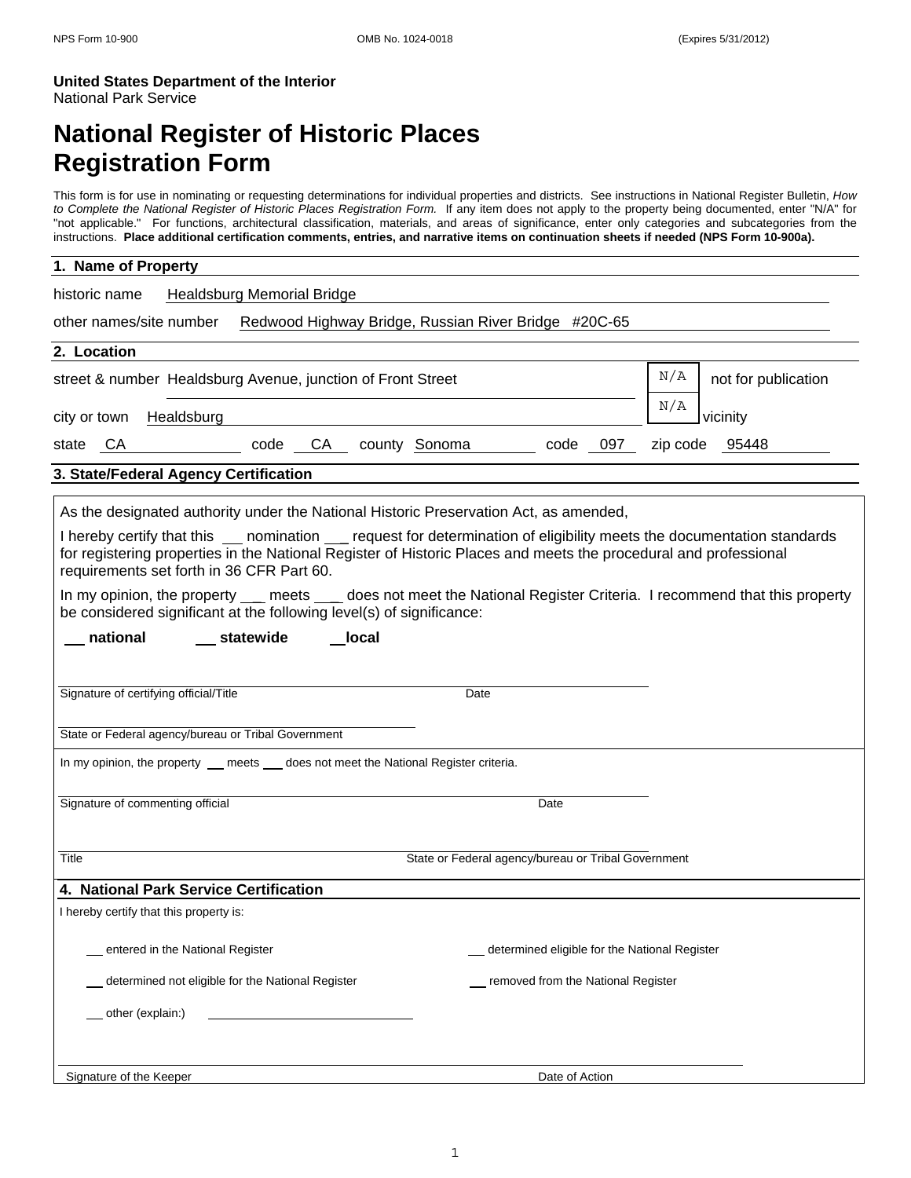United States Department of the Interior
National Park Service

# National Register of Historic Places Registration Form

This form is for use in nominating or requesting determinations for individual properties and districts. See instructions in National Register Bulletin, *How to Complete the National Register of Historic Places Registration Form.* If any item does not apply to the property being documented, enter "N/A" for "not applicable." For functions, architectural classification, materials, and areas of significance, enter only categories and subcategories from the instructions. **Place additional certification comments, entries, and narrative items on continuation sheets if needed (NPS Form 10-900a).**

## 1. Name of Property

historic name Healdsburg Memorial Bridge

other names/site number Redwood Highway Bridge, Russian River Bridge #20C-65

## 2. Location

street & number Healdsburg Avenue, junction of Front Street — N/A not for publication

city or town Healdsburg — N/A vicinity

state CA code CA county Sonoma code 097 zip code 95448

## 3. State/Federal Agency Certification

As the designated authority under the National Historic Preservation Act, as amended,

I hereby certify that this ___ nomination ___ request for determination of eligibility meets the documentation standards for registering properties in the National Register of Historic Places and meets the procedural and professional requirements set forth in 36 CFR Part 60.

In my opinion, the property ___ meets ___ does not meet the National Register Criteria. I recommend that this property be considered significant at the following level(s) of significance:

___ **national** ___ **statewide** ___ **local**

Signature of certifying official/Title Date

State or Federal agency/bureau or Tribal Government

In my opinion, the property ___ meets ___ does not meet the National Register criteria.

Signature of commenting official Date

Title State or Federal agency/bureau or Tribal Government

## 4. National Park Service Certification

I hereby certify that this property is:

___ entered in the National Register ___ determined eligible for the National Register

___ determined not eligible for the National Register ___ removed from the National Register

___ other (explain:)

Signature of the Keeper Date of Action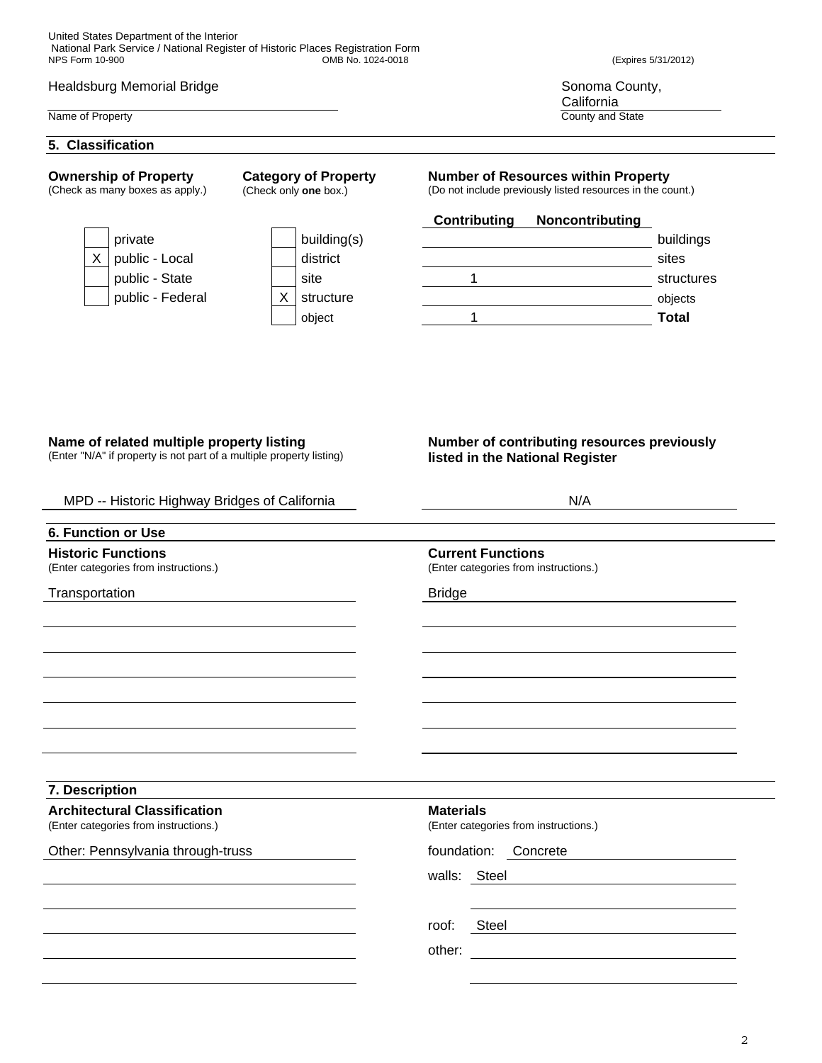Healdsburg Memorial Bridge | Sonoma County, California
Name of Property | County and State

## 5. Classification

**Ownership of Property**
(Check as many boxes as apply.)

| | |
|---|---|
| | private |
| X | public - Local |
| | public - State |
| | public - Federal |

**Category of Property**
(Check only **one** box.)

| | |
|---|---|
| | building(s) |
| | district |
| | site |
| X | structure |
| | object |

**Number of Resources within Property**
(Do not include previously listed resources in the count.)

| Contributing | Noncontributing | |
|---|---|---|
| | | buildings |
| | | sites |
| 1 | | structures |
| | | objects |
| 1 | | **Total** |

**Name of related multiple property listing**
(Enter "N/A" if property is not part of a multiple property listing)

MPD -- Historic Highway Bridges of California

**Number of contributing resources previously listed in the National Register**

N/A

## 6. Function or Use

**Historic Functions**
(Enter categories from instructions.)

Transportation

**Current Functions**
(Enter categories from instructions.)

Bridge

## 7. Description

**Architectural Classification**
(Enter categories from instructions.)

Other: Pennsylvania through-truss

**Materials**
(Enter categories from instructions.)

foundation: Concrete

walls: Steel

roof: Steel

other: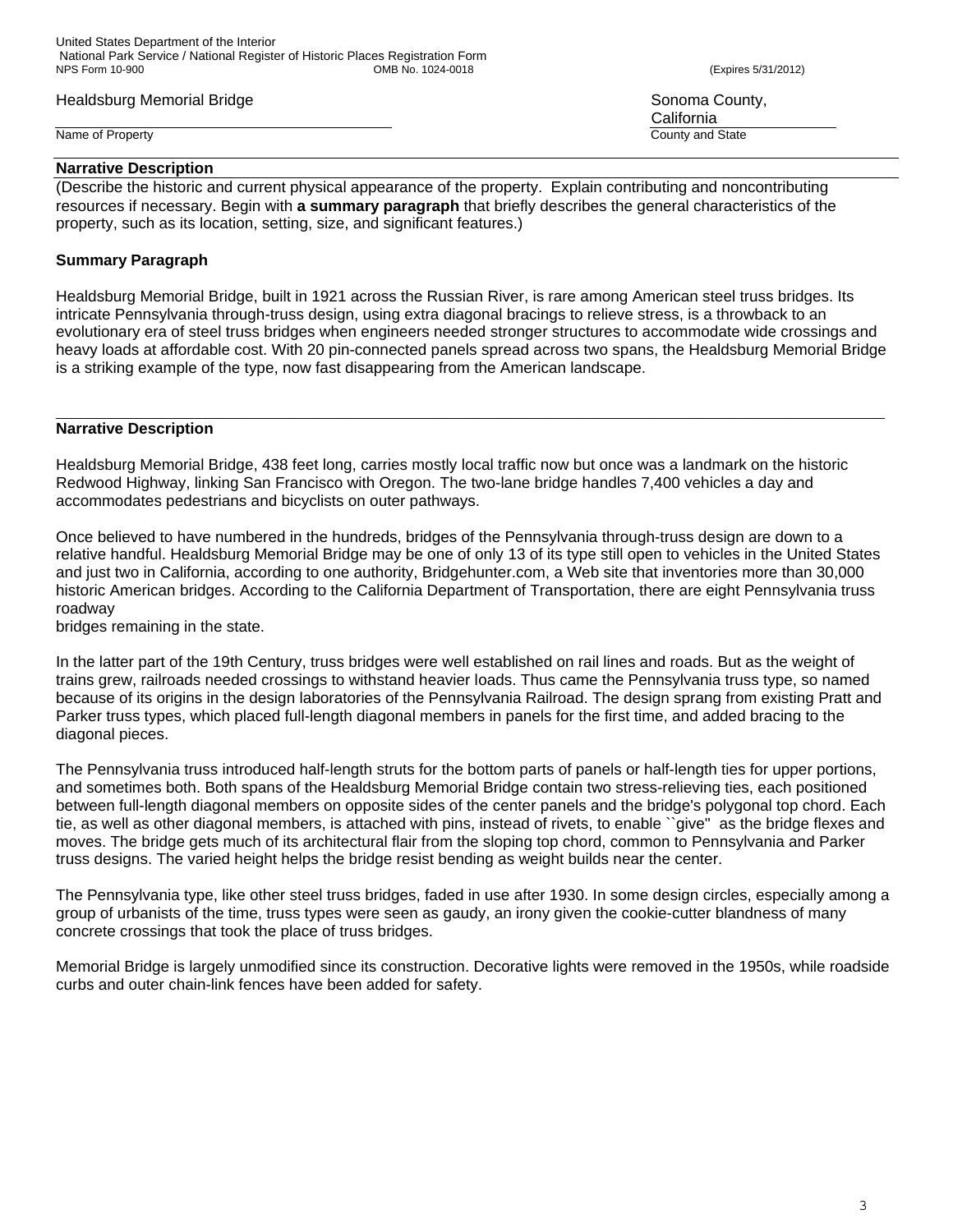Healdsburg Memorial Bridge | Sonoma County, California

Name of Property | County and State

## Narrative Description

(Describe the historic and current physical appearance of the property. Explain contributing and noncontributing resources if necessary. Begin with **a summary paragraph** that briefly describes the general characteristics of the property, such as its location, setting, size, and significant features.)

### Summary Paragraph

Healdsburg Memorial Bridge, built in 1921 across the Russian River, is rare among American steel truss bridges. Its intricate Pennsylvania through-truss design, using extra diagonal bracings to relieve stress, is a throwback to an evolutionary era of steel truss bridges when engineers needed stronger structures to accommodate wide crossings and heavy loads at affordable cost. With 20 pin-connected panels spread across two spans, the Healdsburg Memorial Bridge is a striking example of the type, now fast disappearing from the American landscape.

---

## Narrative Description

Healdsburg Memorial Bridge, 438 feet long, carries mostly local traffic now but once was a landmark on the historic Redwood Highway, linking San Francisco with Oregon. The two-lane bridge handles 7,400 vehicles a day and accommodates pedestrians and bicyclists on outer pathways.

Once believed to have numbered in the hundreds, bridges of the Pennsylvania through-truss design are down to a relative handful. Healdsburg Memorial Bridge may be one of only 13 of its type still open to vehicles in the United States and just two in California, according to one authority, Bridgehunter.com, a Web site that inventories more than 30,000 historic American bridges. According to the California Department of Transportation, there are eight Pennsylvania truss roadway
bridges remaining in the state.

In the latter part of the 19th Century, truss bridges were well established on rail lines and roads. But as the weight of trains grew, railroads needed crossings to withstand heavier loads. Thus came the Pennsylvania truss type, so named because of its origins in the design laboratories of the Pennsylvania Railroad. The design sprang from existing Pratt and Parker truss types, which placed full-length diagonal members in panels for the first time, and added bracing to the diagonal pieces.

The Pennsylvania truss introduced half-length struts for the bottom parts of panels or half-length ties for upper portions, and sometimes both. Both spans of the Healdsburg Memorial Bridge contain two stress-relieving ties, each positioned between full-length diagonal members on opposite sides of the center panels and the bridge's polygonal top chord. Each tie, as well as other diagonal members, is attached with pins, instead of rivets, to enable ``give'' as the bridge flexes and moves. The bridge gets much of its architectural flair from the sloping top chord, common to Pennsylvania and Parker truss designs. The varied height helps the bridge resist bending as weight builds near the center.

The Pennsylvania type, like other steel truss bridges, faded in use after 1930. In some design circles, especially among a group of urbanists of the time, truss types were seen as gaudy, an irony given the cookie-cutter blandness of many concrete crossings that took the place of truss bridges.

Memorial Bridge is largely unmodified since its construction. Decorative lights were removed in the 1950s, while roadside curbs and outer chain-link fences have been added for safety.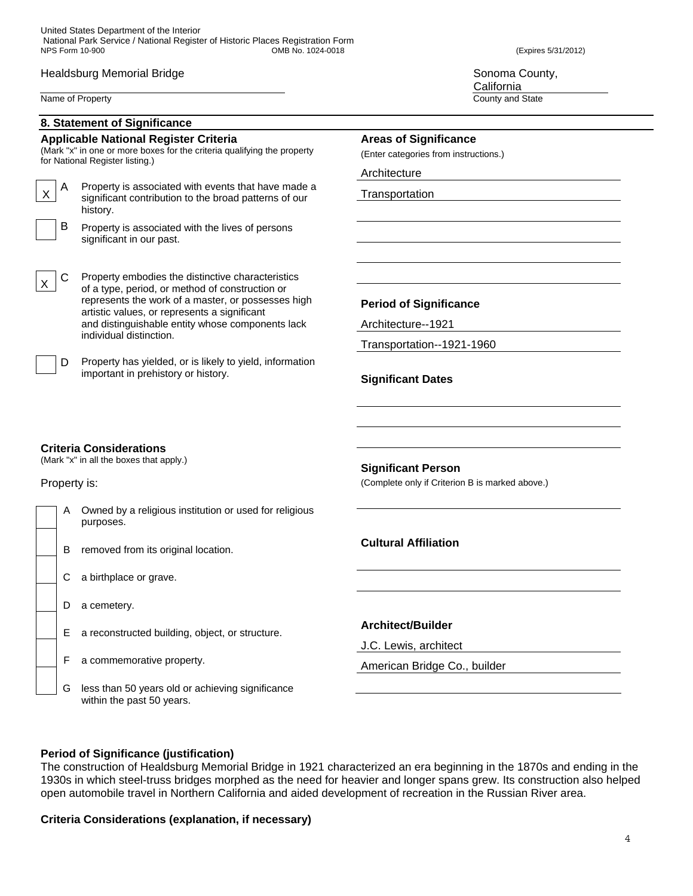Healdsburg Memorial Bridge
Name of Property

Sonoma County, California
County and State

## 8. Statement of Significance

### Applicable National Register Criteria

(Mark "x" in one or more boxes for the criteria qualifying the property for National Register listing.)

- [X] **A** Property is associated with events that have made a significant contribution to the broad patterns of our history.
- [ ] **B** Property is associated with the lives of persons significant in our past.
- [X] **C** Property embodies the distinctive characteristics of a type, period, or method of construction or represents the work of a master, or possesses high artistic values, or represents a significant and distinguishable entity whose components lack individual distinction.
- [ ] **D** Property has yielded, or is likely to yield, information important in prehistory or history.

### Criteria Considerations

(Mark "x" in all the boxes that apply.)

Property is:

- [ ] **A** Owned by a religious institution or used for religious purposes.
- [ ] **B** removed from its original location.
- [ ] **C** a birthplace or grave.
- [ ] **D** a cemetery.
- [ ] **E** a reconstructed building, object, or structure.
- [ ] **F** a commemorative property.
- [ ] **G** less than 50 years old or achieving significance within the past 50 years.

### Areas of Significance

(Enter categories from instructions.)

Architecture

Transportation

### Period of Significance

Architecture--1921

Transportation--1921-1960

### Significant Dates

### Significant Person

(Complete only if Criterion B is marked above.)

### Cultural Affiliation

### Architect/Builder

J.C. Lewis, architect

American Bridge Co., builder

### Period of Significance (justification)

The construction of Healdsburg Memorial Bridge in 1921 characterized an era beginning in the 1870s and ending in the 1930s in which steel-truss bridges morphed as the need for heavier and longer spans grew. Its construction also helped open automobile travel in Northern California and aided development of recreation in the Russian River area.

### Criteria Considerations (explanation, if necessary)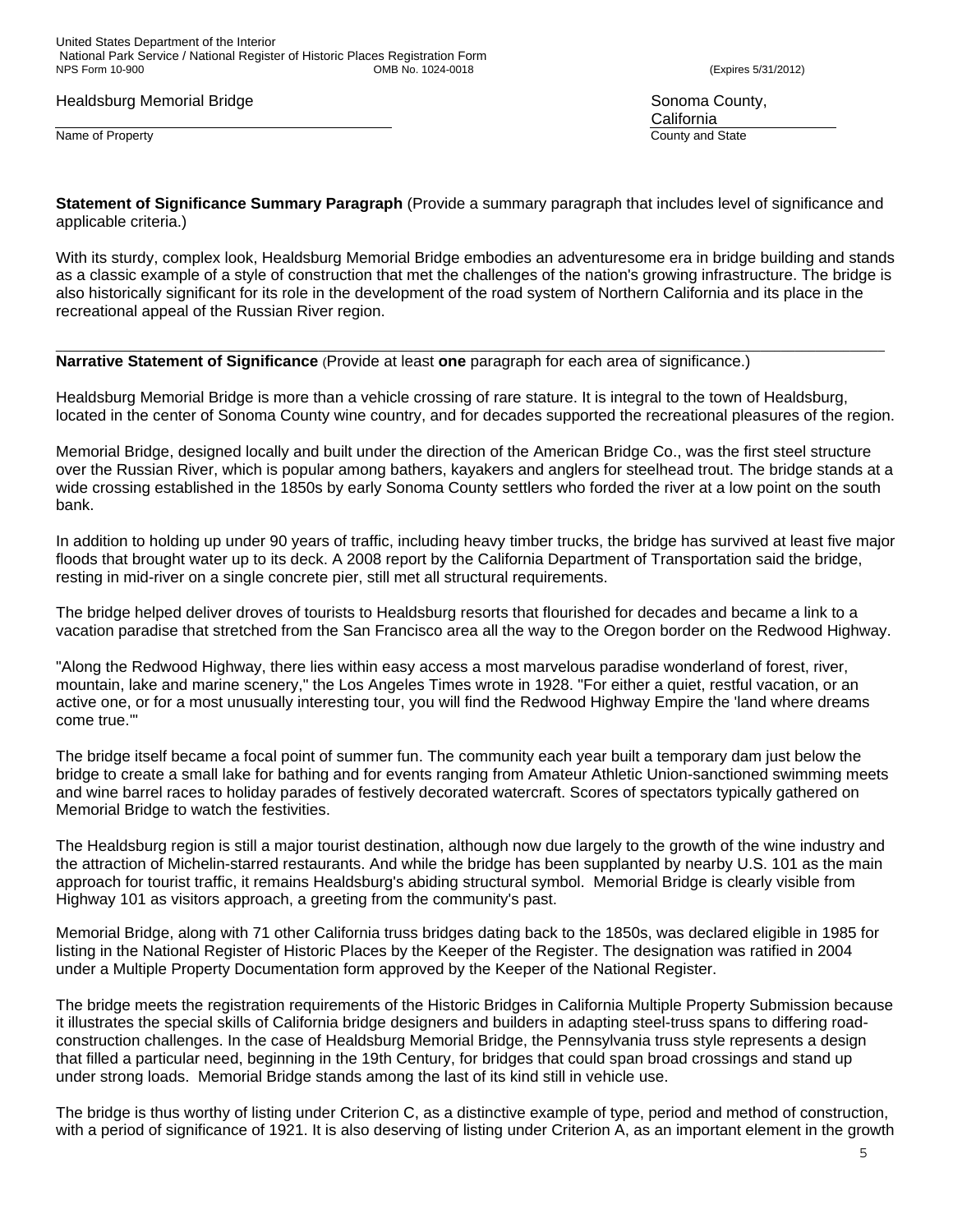**Statement of Significance Summary Paragraph** (Provide a summary paragraph that includes level of significance and applicable criteria.)

With its sturdy, complex look, Healdsburg Memorial Bridge embodies an adventuresome era in bridge building and stands as a classic example of a style of construction that met the challenges of the nation's growing infrastructure. The bridge is also historically significant for its role in the development of the road system of Northern California and its place in the recreational appeal of the Russian River region.

---

**Narrative Statement of Significance** (Provide at least **one** paragraph for each area of significance.)

Healdsburg Memorial Bridge is more than a vehicle crossing of rare stature. It is integral to the town of Healdsburg, located in the center of Sonoma County wine country, and for decades supported the recreational pleasures of the region.

Memorial Bridge, designed locally and built under the direction of the American Bridge Co., was the first steel structure over the Russian River, which is popular among bathers, kayakers and anglers for steelhead trout. The bridge stands at a wide crossing established in the 1850s by early Sonoma County settlers who forded the river at a low point on the south bank.

In addition to holding up under 90 years of traffic, including heavy timber trucks, the bridge has survived at least five major floods that brought water up to its deck. A 2008 report by the California Department of Transportation said the bridge, resting in mid-river on a single concrete pier, still met all structural requirements.

The bridge helped deliver droves of tourists to Healdsburg resorts that flourished for decades and became a link to a vacation paradise that stretched from the San Francisco area all the way to the Oregon border on the Redwood Highway.

"Along the Redwood Highway, there lies within easy access a most marvelous paradise wonderland of forest, river, mountain, lake and marine scenery," the Los Angeles Times wrote in 1928. "For either a quiet, restful vacation, or an active one, or for a most unusually interesting tour, you will find the Redwood Highway Empire the 'land where dreams come true.'"

The bridge itself became a focal point of summer fun. The community each year built a temporary dam just below the bridge to create a small lake for bathing and for events ranging from Amateur Athletic Union-sanctioned swimming meets and wine barrel races to holiday parades of festively decorated watercraft. Scores of spectators typically gathered on Memorial Bridge to watch the festivities.

The Healdsburg region is still a major tourist destination, although now due largely to the growth of the wine industry and the attraction of Michelin-starred restaurants. And while the bridge has been supplanted by nearby U.S. 101 as the main approach for tourist traffic, it remains Healdsburg's abiding structural symbol. Memorial Bridge is clearly visible from Highway 101 as visitors approach, a greeting from the community's past.

Memorial Bridge, along with 71 other California truss bridges dating back to the 1850s, was declared eligible in 1985 for listing in the National Register of Historic Places by the Keeper of the Register. The designation was ratified in 2004 under a Multiple Property Documentation form approved by the Keeper of the National Register.

The bridge meets the registration requirements of the Historic Bridges in California Multiple Property Submission because it illustrates the special skills of California bridge designers and builders in adapting steel-truss spans to differing road-construction challenges. In the case of Healdsburg Memorial Bridge, the Pennsylvania truss style represents a design that filled a particular need, beginning in the 19th Century, for bridges that could span broad crossings and stand up under strong loads. Memorial Bridge stands among the last of its kind still in vehicle use.

The bridge is thus worthy of listing under Criterion C, as a distinctive example of type, period and method of construction, with a period of significance of 1921. It is also deserving of listing under Criterion A, as an important element in the growth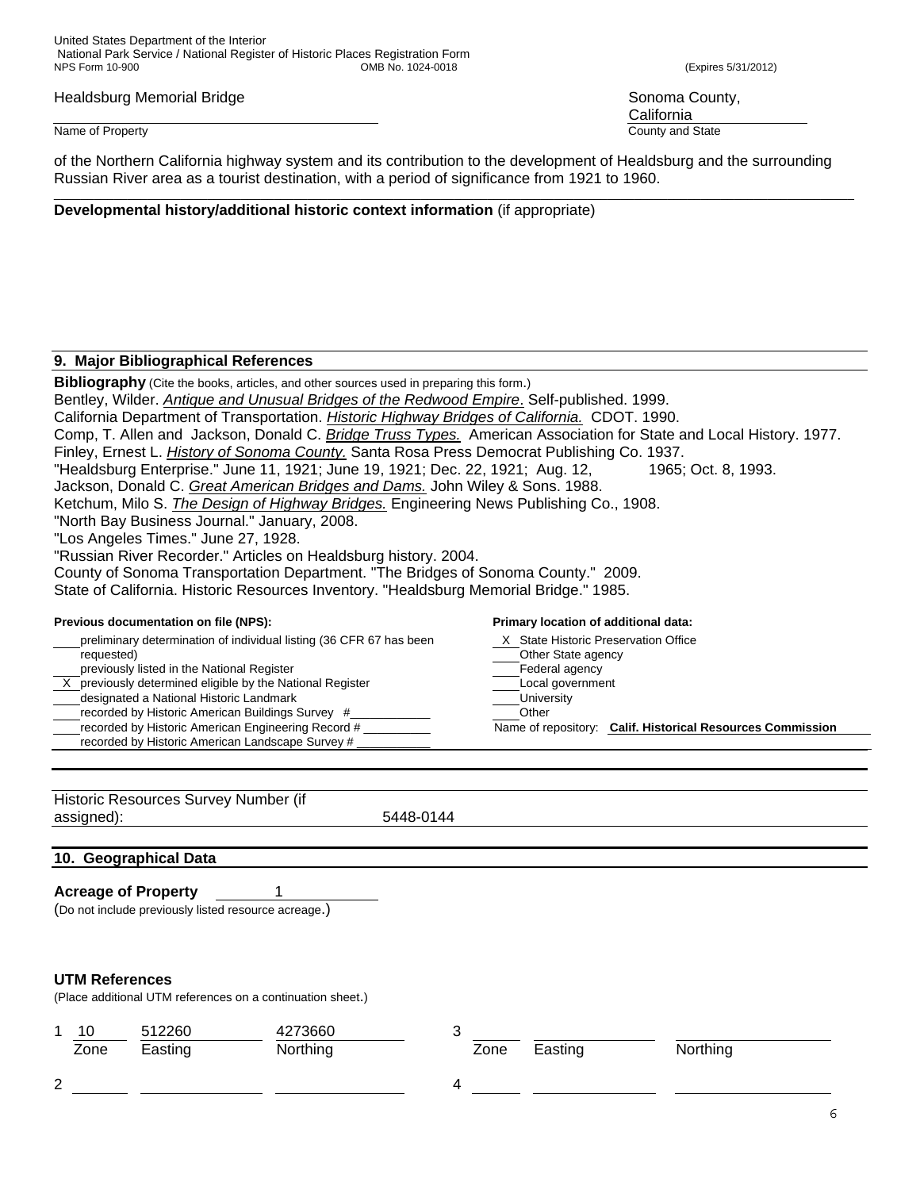Healdsburg Memorial Bridge — Sonoma County, California

Name of Property — County and State

of the Northern California highway system and its contribution to the development of Healdsburg and the surrounding Russian River area as a tourist destination, with a period of significance from 1921 to 1960.

**Developmental history/additional historic context information** (if appropriate)

## 9. Major Bibliographical References

**Bibliography** (Cite the books, articles, and other sources used in preparing this form.)

Bentley, Wilder. *Antique and Unusual Bridges of the Redwood Empire*. Self-published. 1999.

California Department of Transportation. *Historic Highway Bridges of California.* CDOT. 1990.

Comp, T. Allen and Jackson, Donald C. *Bridge Truss Types.* American Association for State and Local History. 1977.

Finley, Ernest L. *History of Sonoma County.* Santa Rosa Press Democrat Publishing Co. 1937.

"Healdsburg Enterprise." June 11, 1921; June 19, 1921; Dec. 22, 1921; Aug. 12, 1965; Oct. 8, 1993.

Jackson, Donald C. *Great American Bridges and Dams.* John Wiley & Sons. 1988.

Ketchum, Milo S. *The Design of Highway Bridges.* Engineering News Publishing Co., 1908.

"North Bay Business Journal." January, 2008.

"Los Angeles Times." June 27, 1928.

"Russian River Recorder." Articles on Healdsburg history. 2004.

County of Sonoma Transportation Department. "The Bridges of Sonoma County." 2009.

State of California. Historic Resources Inventory. "Healdsburg Memorial Bridge." 1985.

**Previous documentation on file (NPS):**

- ___ preliminary determination of individual listing (36 CFR 67 has been requested)
- ___ previously listed in the National Register
- X previously determined eligible by the National Register
- ___ designated a National Historic Landmark
- ___ recorded by Historic American Buildings Survey #___
- ___ recorded by Historic American Engineering Record #___
- ___ recorded by Historic American Landscape Survey #___

**Primary location of additional data:**

- X State Historic Preservation Office
- ___ Other State agency
- ___ Federal agency
- ___ Local government
- ___ University
- ___ Other

Name of repository: **Calif. Historical Resources Commission**

Historic Resources Survey Number (if assigned): 5448-0144

## 10. Geographical Data

**Acreage of Property** 1

(Do not include previously listed resource acreage.)

**UTM References**

(Place additional UTM references on a continuation sheet.)

| | Zone | Easting | Northing | | Zone | Easting | Northing |
|---|---|---|---|---|---|---|---|
| 1 | 10 | 512260 | 4273660 | 3 | | | |
| 2 | | | | 4 | | | |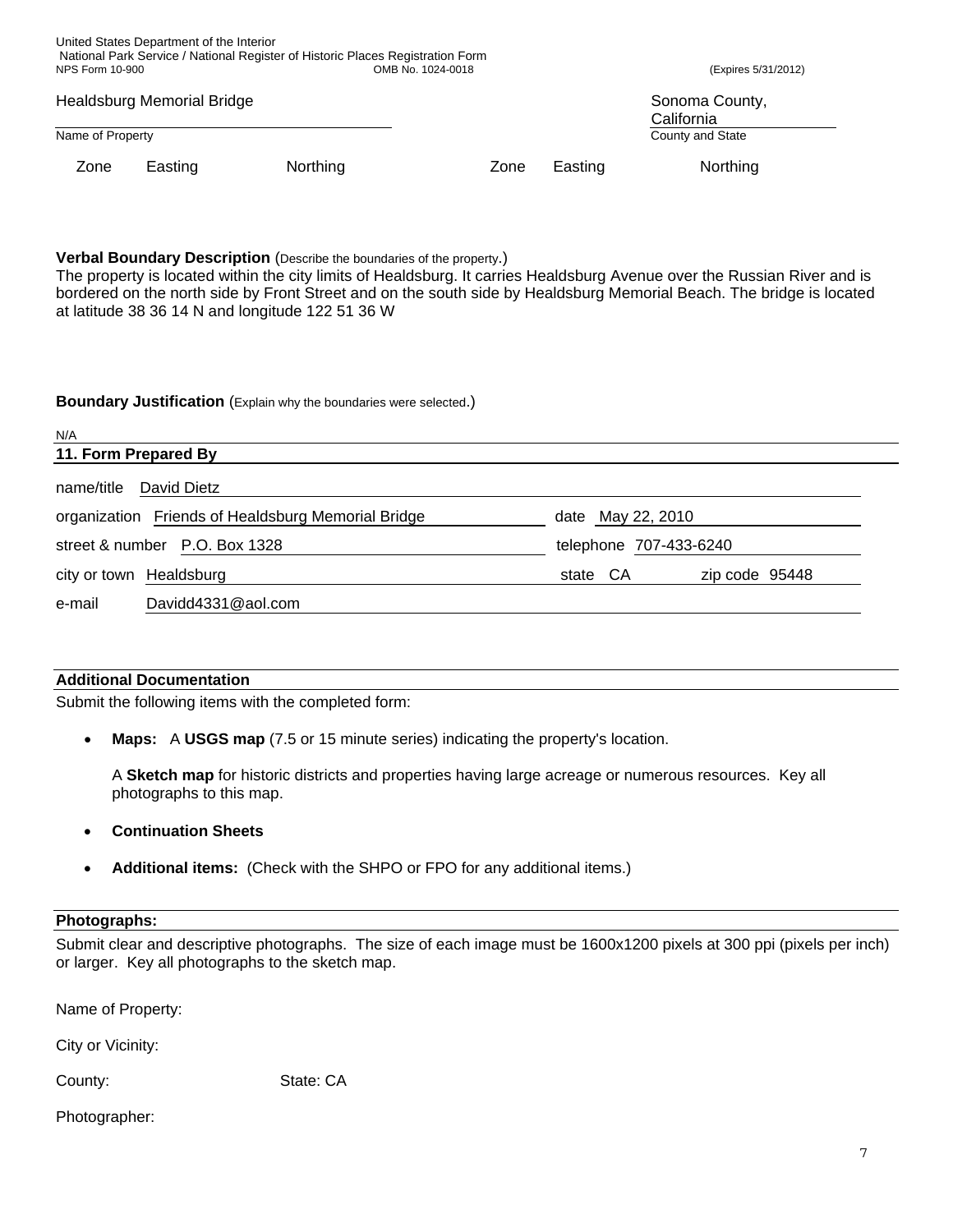Healdsburg Memorial Bridge | Sonoma County, California

Name of Property | County and State

| Zone | Easting | Northing | Zone | Easting | Northing |
|---|---|---|---|---|---|
| | | | | | |

**Verbal Boundary Description** (Describe the boundaries of the property.)

The property is located within the city limits of Healdsburg. It carries Healdsburg Avenue over the Russian River and is bordered on the north side by Front Street and on the south side by Healdsburg Memorial Beach. The bridge is located at latitude 38 36 14 N and longitude 122 51 36 W

**Boundary Justification** (Explain why the boundaries were selected.)

N/A

## 11. Form Prepared By

name/title David Dietz

organization Friends of Healdsburg Memorial Bridge | date May 22, 2010

street & number P.O. Box 1328 | telephone 707-433-6240

city or town Healdsburg | state CA | zip code 95448

e-mail Davidd4331@aol.com

## Additional Documentation

Submit the following items with the completed form:

- **Maps:** A **USGS map** (7.5 or 15 minute series) indicating the property's location.

  A **Sketch map** for historic districts and properties having large acreage or numerous resources. Key all photographs to this map.

- **Continuation Sheets**
- **Additional items:** (Check with the SHPO or FPO for any additional items.)

## Photographs:

Submit clear and descriptive photographs. The size of each image must be 1600x1200 pixels at 300 ppi (pixels per inch) or larger. Key all photographs to the sketch map.

Name of Property:

City or Vicinity:

County: State: CA

Photographer: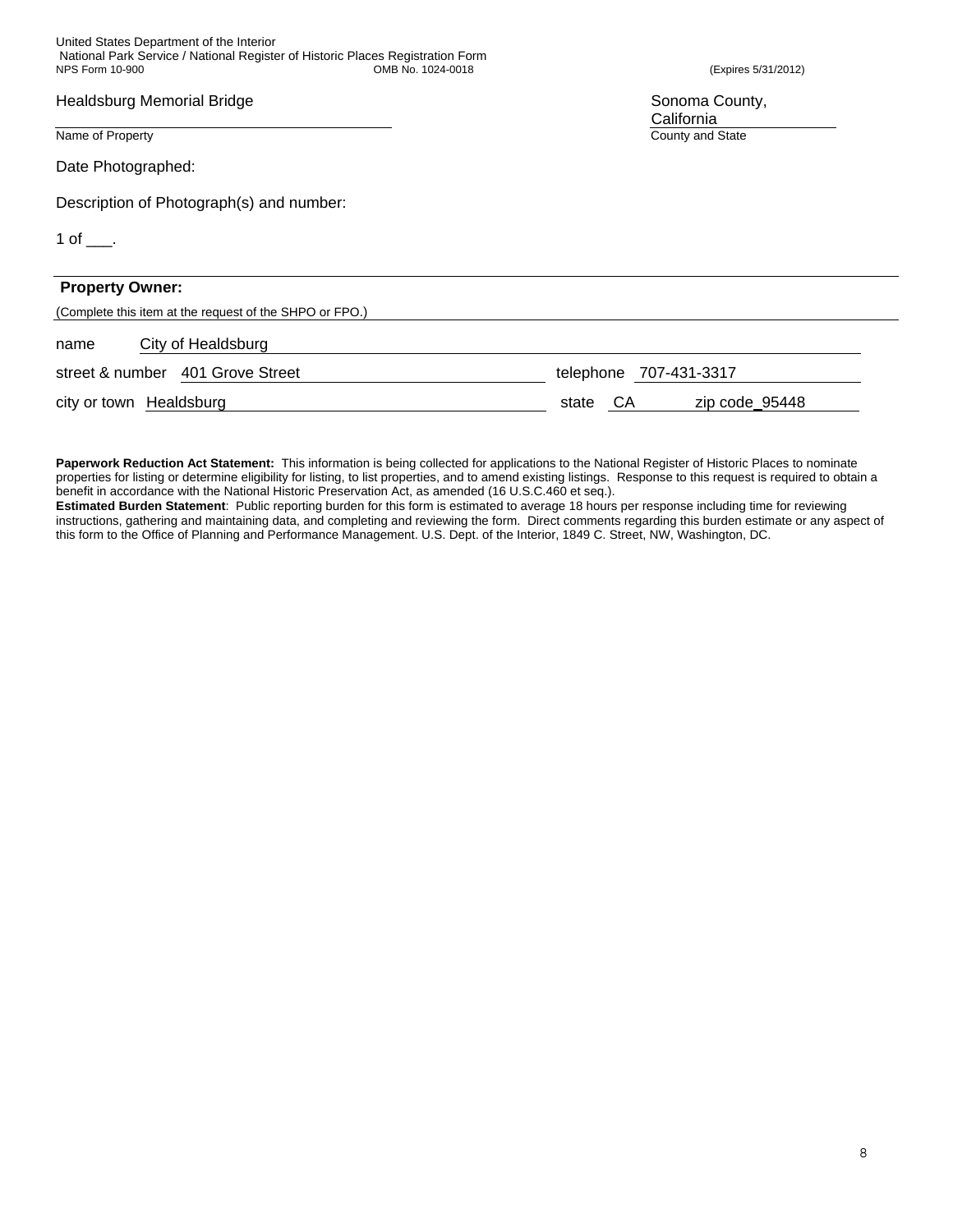Healdsburg Memorial Bridge — Name of Property

Sonoma County, California — County and State

Date Photographed:

Description of Photograph(s) and number:

1 of ___.

**Property Owner:**

(Complete this item at the request of the SHPO or FPO.)

name City of Healdsburg

street & number 401 Grove Street    telephone 707-431-3317

city or town Healdsburg    state CA    zip code 95448

**Paperwork Reduction Act Statement:** This information is being collected for applications to the National Register of Historic Places to nominate properties for listing or determine eligibility for listing, to list properties, and to amend existing listings. Response to this request is required to obtain a benefit in accordance with the National Historic Preservation Act, as amended (16 U.S.C.460 et seq.).

**Estimated Burden Statement**: Public reporting burden for this form is estimated to average 18 hours per response including time for reviewing instructions, gathering and maintaining data, and completing and reviewing the form. Direct comments regarding this burden estimate or any aspect of this form to the Office of Planning and Performance Management. U.S. Dept. of the Interior, 1849 C. Street, NW, Washington, DC.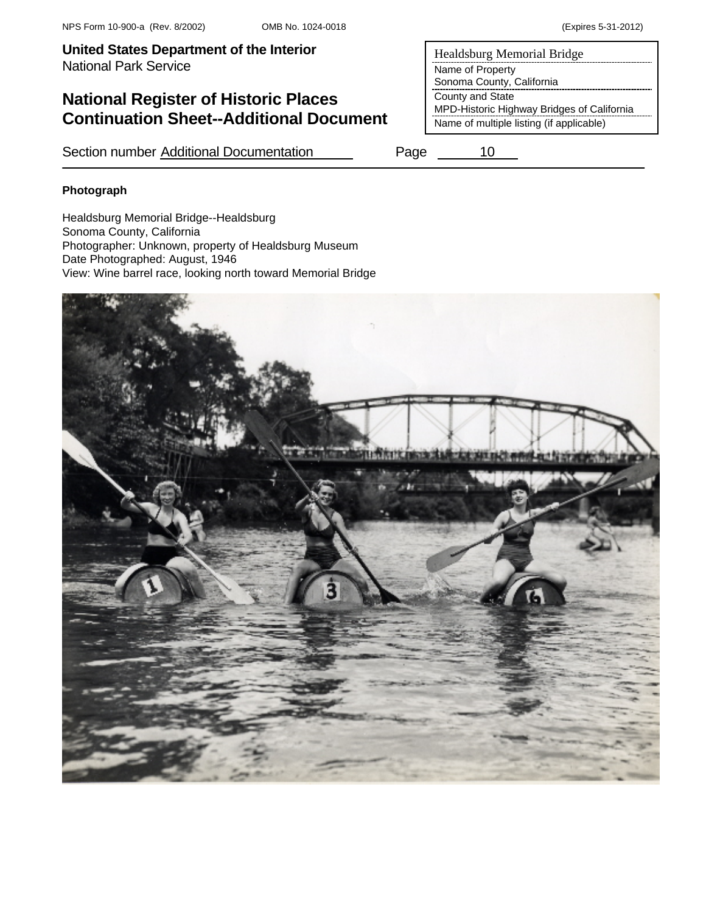NPS Form 10-900-a (Rev. 8/2002) OMB No. 1024-0018 (Expires 5-31-2012)

**United States Department of the Interior**
National Park Service

## National Register of Historic Places Continuation Sheet--Additional Document

| Healdsburg Memorial Bridge |
| --- |
| Name of Property |
| Sonoma County, California |
| County and State |
| MPD-Historic Highway Bridges of California |
| Name of multiple listing (if applicable) |

Section number Additional Documentation Page 10

**Photograph**

Healdsburg Memorial Bridge--Healdsburg
Sonoma County, California
Photographer: Unknown, property of Healdsburg Museum
Date Photographed: August, 1946
View: Wine barrel race, looking north toward Memorial Bridge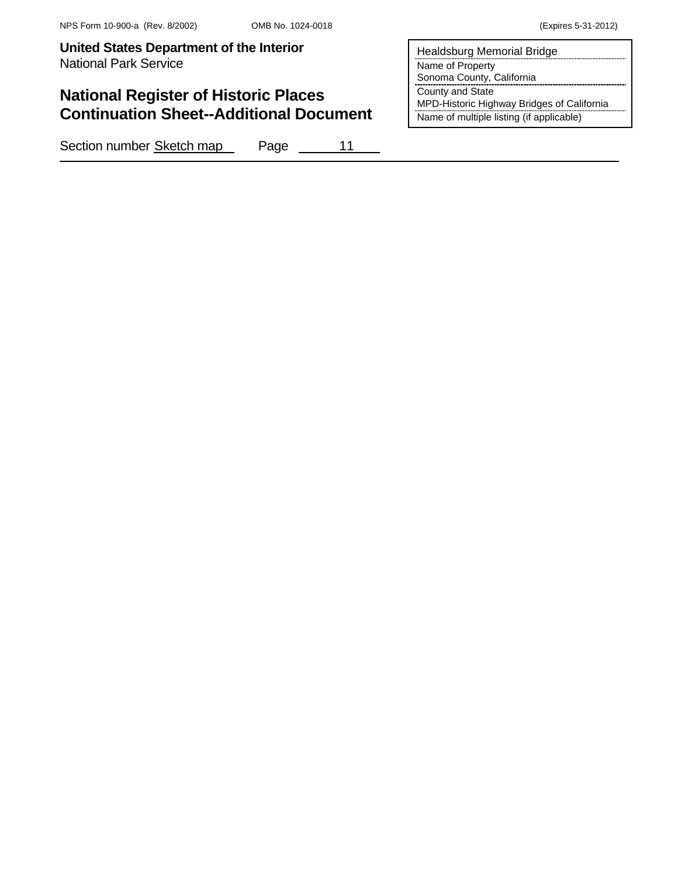NPS Form 10-900-a (Rev. 8/2002) OMB No. 1024-0018 (Expires 5-31-2012)

**United States Department of the Interior**
National Park Service

# National Register of Historic Places Continuation Sheet--Additional Document

| Healdsburg Memorial Bridge |
|---|
| Name of Property |
| Sonoma County, California |
| County and State |
| MPD-Historic Highway Bridges of California |
| Name of multiple listing (if applicable) |

Section number Sketch map Page 11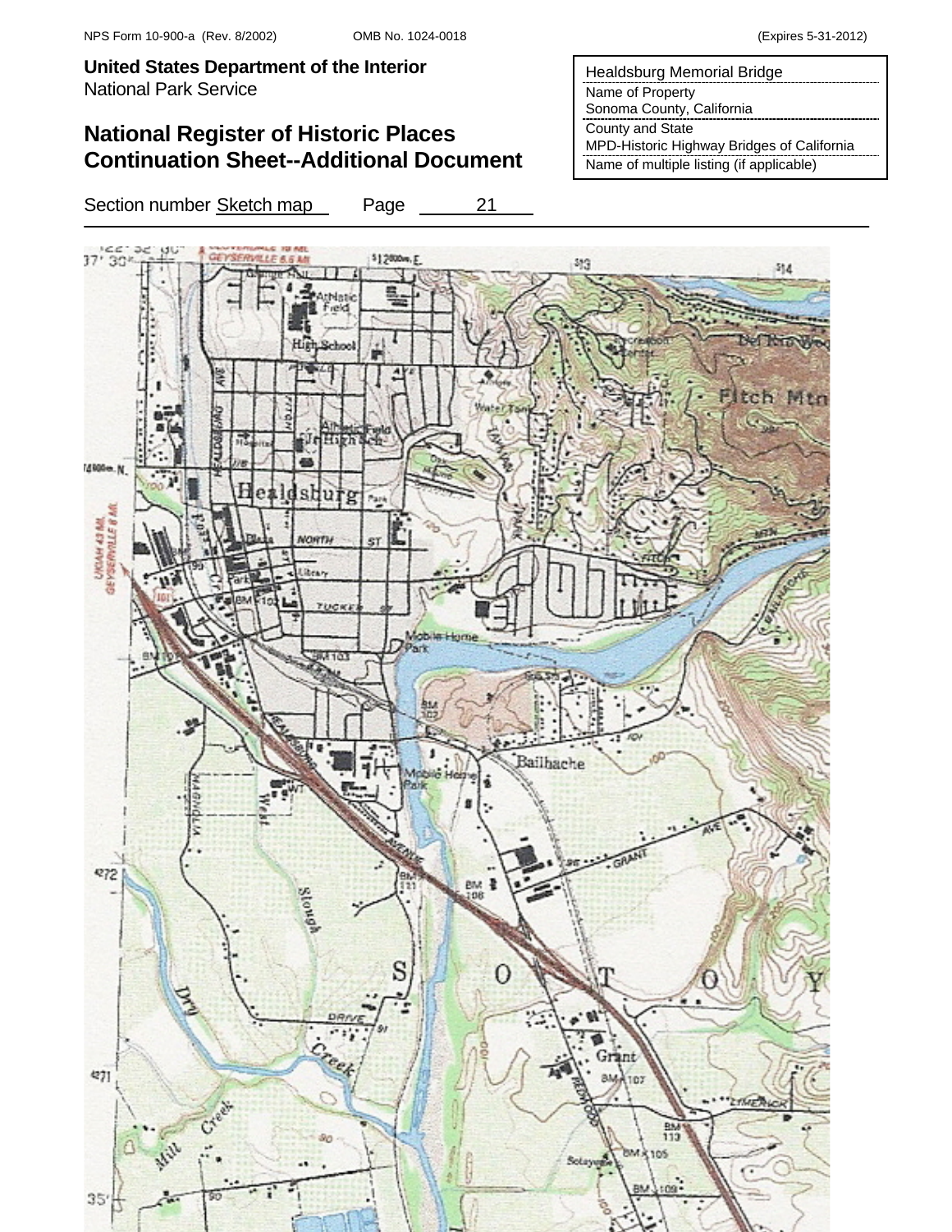NPS Form 10-900-a (Rev. 8/2002) OMB No. 1024-0018 (Expires 5-31-2012)

**United States Department of the Interior**
National Park Service

## National Register of Historic Places Continuation Sheet--Additional Document

| Healdsburg Memorial Bridge |
| --- |
| Name of Property |
| Sonoma County, California |
| County and State |
| MPD-Historic Highway Bridges of California |
| Name of multiple listing (if applicable) |

Section number Sketch map Page 21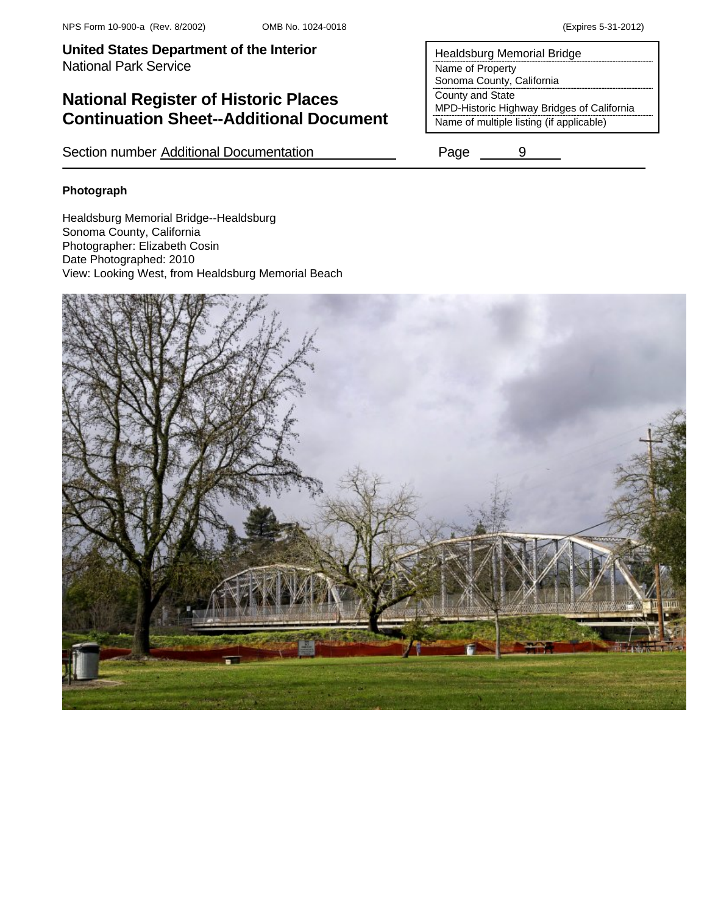# United States Department of the Interior
National Park Service

## National Register of Historic Places Continuation Sheet--Additional Document

| | |
|---|---|
| Healdsburg Memorial Bridge | Name of Property |
| Sonoma County, California | County and State |
| MPD-Historic Highway Bridges of California | Name of multiple listing (if applicable) |

Section number Additional Documentation

**Photograph**

Healdsburg Memorial Bridge--Healdsburg
Sonoma County, California
Photographer: Elizabeth Cosin
Date Photographed: 2010
View: Looking West, from Healdsburg Memorial Beach